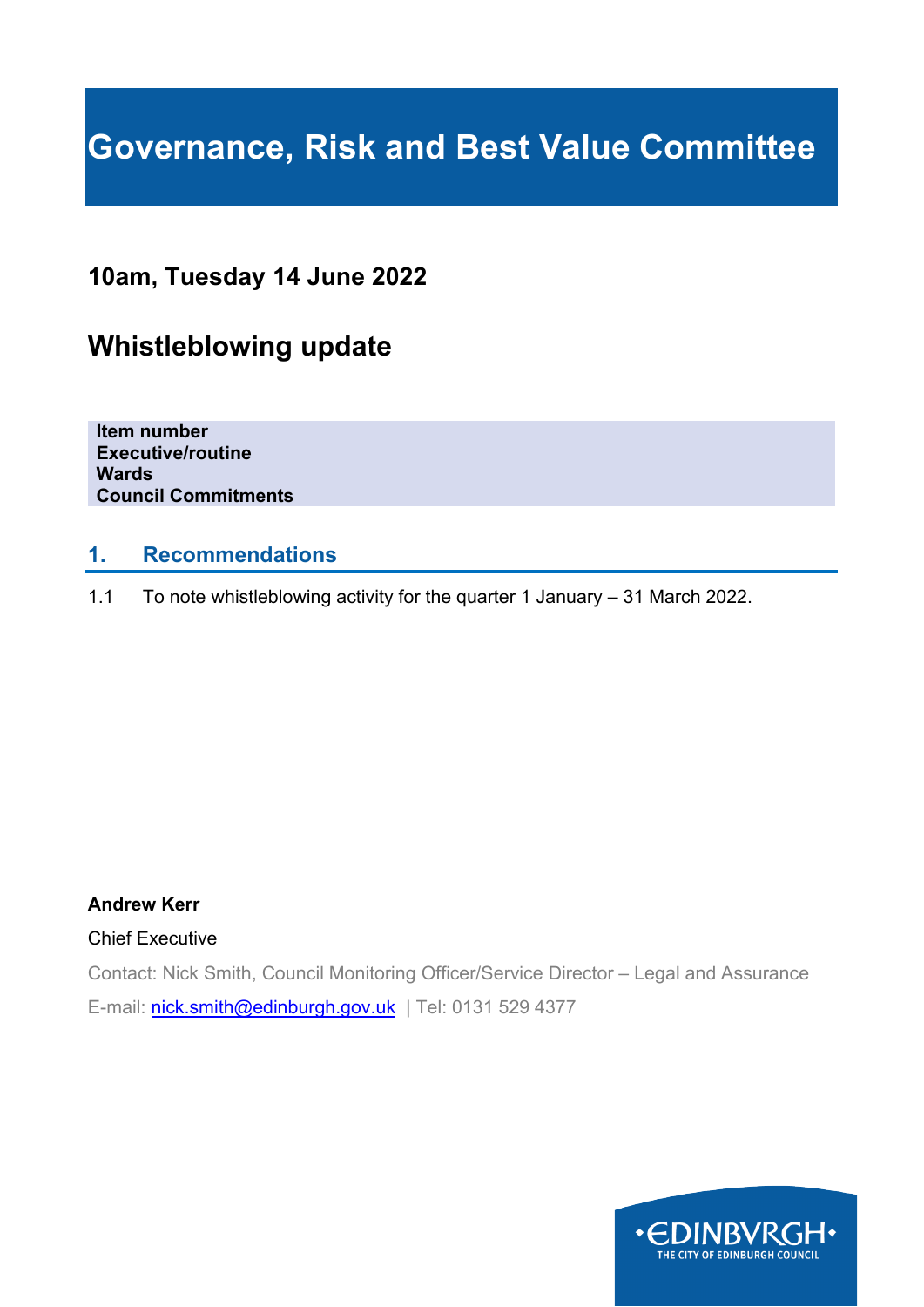# Governance, Risk and Best Value Committee

## 10am, Tuesday 14 June 2022

## Whistleblowing update

| | |
|---|---|
| **Item number** | |
| **Executive/routine** | |
| **Wards** | |
| **Council Commitments** | |

### 1. Recommendations

1.1 To note whistleblowing activity for the quarter 1 January – 31 March 2022.

**Andrew Kerr**

Chief Executive

Contact: Nick Smith, Council Monitoring Officer/Service Director – Legal and Assurance

E-mail: nick.smith@edinburgh.gov.uk | Tel: 0131 529 4377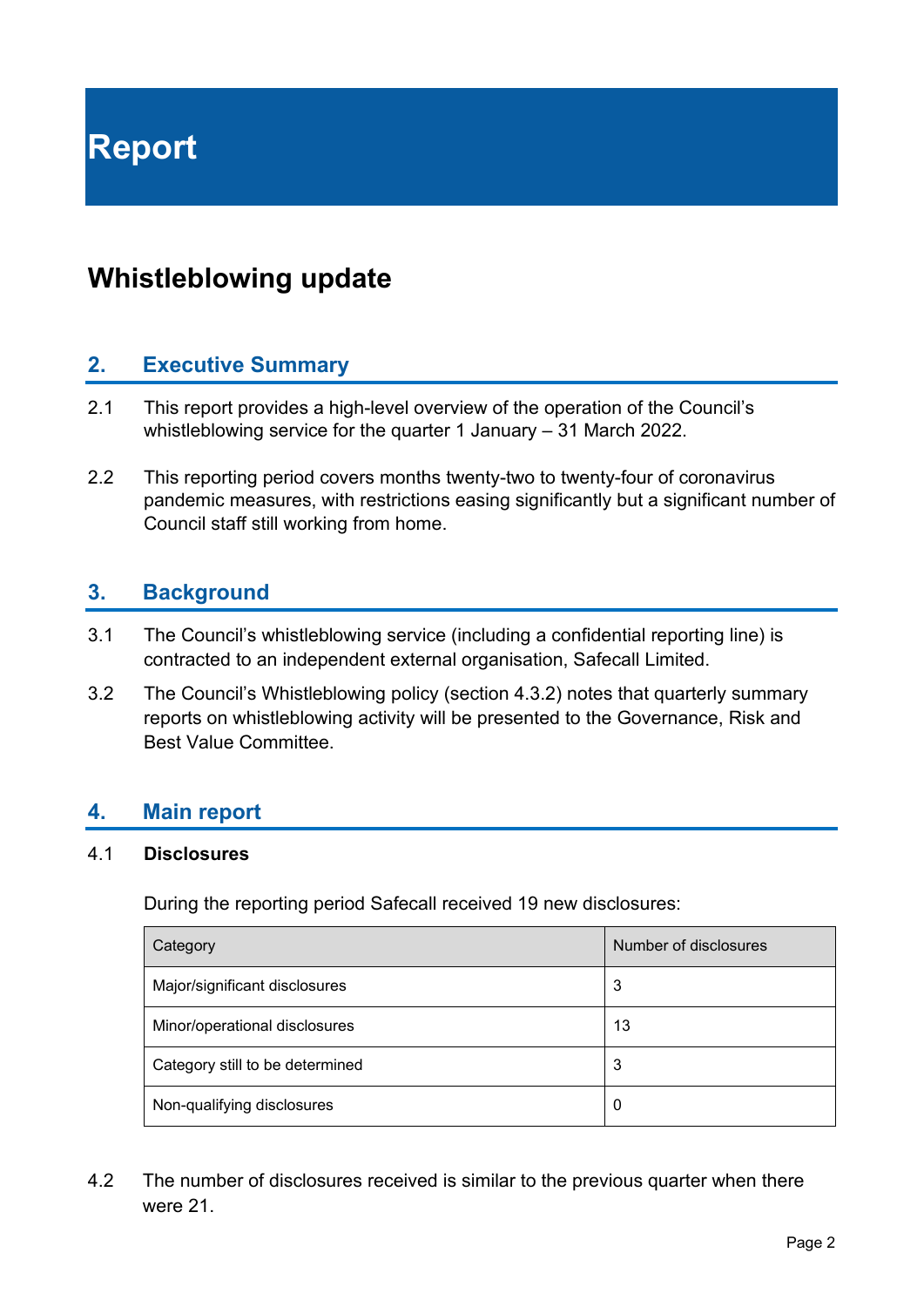# Report

## Whistleblowing update

### 2. Executive Summary

2.1 This report provides a high-level overview of the operation of the Council's whistleblowing service for the quarter 1 January – 31 March 2022.

2.2 This reporting period covers months twenty-two to twenty-four of coronavirus pandemic measures, with restrictions easing significantly but a significant number of Council staff still working from home.

### 3. Background

3.1 The Council's whistleblowing service (including a confidential reporting line) is contracted to an independent external organisation, Safecall Limited.

3.2 The Council's Whistleblowing policy (section 4.3.2) notes that quarterly summary reports on whistleblowing activity will be presented to the Governance, Risk and Best Value Committee.

### 4. Main report

4.1 **Disclosures**

During the reporting period Safecall received 19 new disclosures:

| Category | Number of disclosures |
| --- | --- |
| Major/significant disclosures | 3 |
| Minor/operational disclosures | 13 |
| Category still to be determined | 3 |
| Non-qualifying disclosures | 0 |

4.2 The number of disclosures received is similar to the previous quarter when there were 21.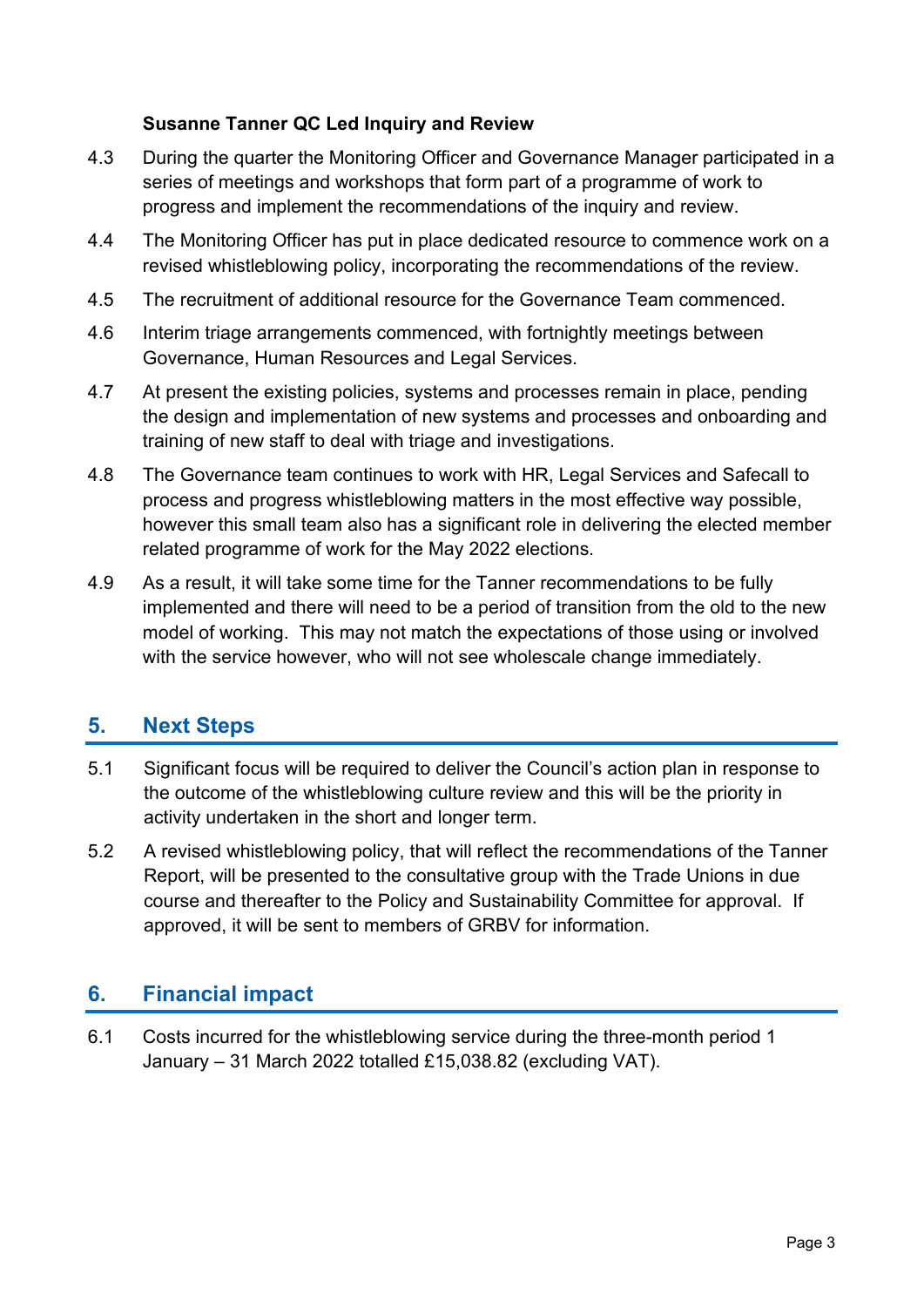**Susanne Tanner QC Led Inquiry and Review**

4.3 During the quarter the Monitoring Officer and Governance Manager participated in a series of meetings and workshops that form part of a programme of work to progress and implement the recommendations of the inquiry and review.

4.4 The Monitoring Officer has put in place dedicated resource to commence work on a revised whistleblowing policy, incorporating the recommendations of the review.

4.5 The recruitment of additional resource for the Governance Team commenced.

4.6 Interim triage arrangements commenced, with fortnightly meetings between Governance, Human Resources and Legal Services.

4.7 At present the existing policies, systems and processes remain in place, pending the design and implementation of new systems and processes and onboarding and training of new staff to deal with triage and investigations.

4.8 The Governance team continues to work with HR, Legal Services and Safecall to process and progress whistleblowing matters in the most effective way possible, however this small team also has a significant role in delivering the elected member related programme of work for the May 2022 elections.

4.9 As a result, it will take some time for the Tanner recommendations to be fully implemented and there will need to be a period of transition from the old to the new model of working. This may not match the expectations of those using or involved with the service however, who will not see wholescale change immediately.

## 5. Next Steps

5.1 Significant focus will be required to deliver the Council's action plan in response to the outcome of the whistleblowing culture review and this will be the priority in activity undertaken in the short and longer term.

5.2 A revised whistleblowing policy, that will reflect the recommendations of the Tanner Report, will be presented to the consultative group with the Trade Unions in due course and thereafter to the Policy and Sustainability Committee for approval. If approved, it will be sent to members of GRBV for information.

## 6. Financial impact

6.1 Costs incurred for the whistleblowing service during the three-month period 1 January – 31 March 2022 totalled £15,038.82 (excluding VAT).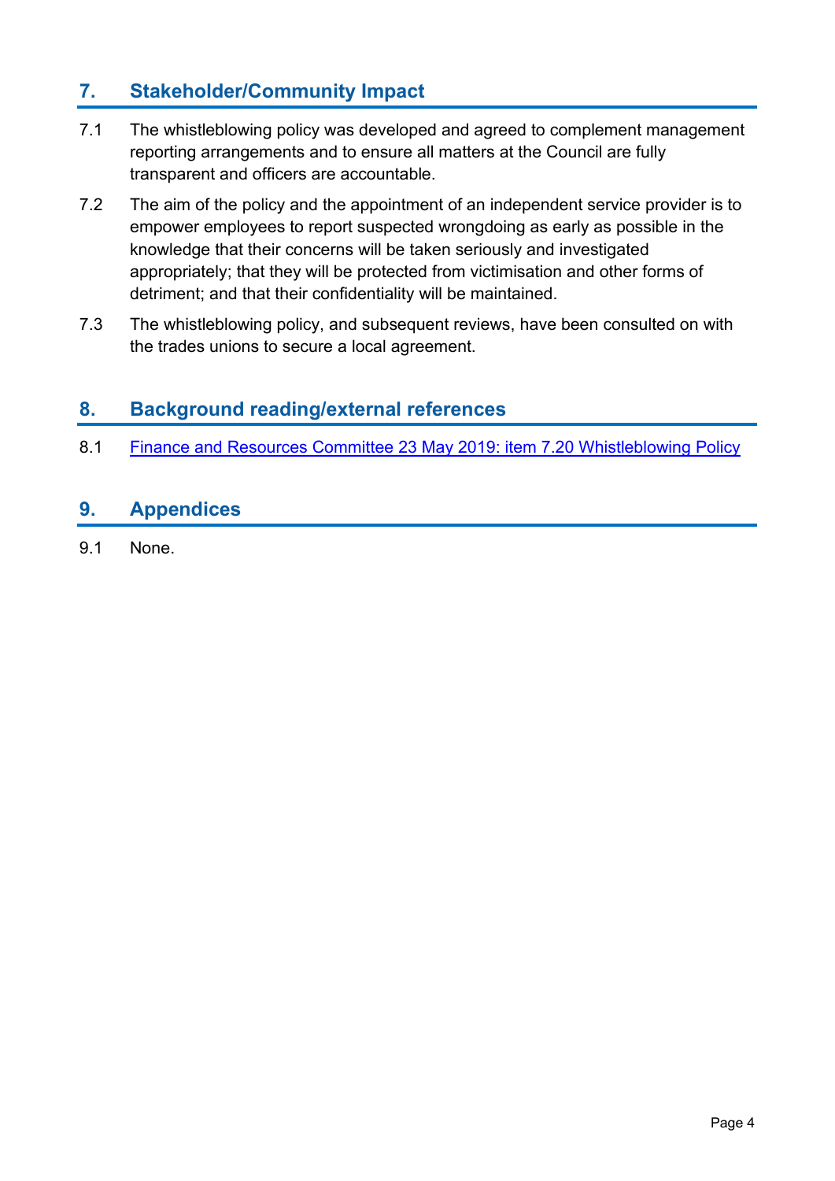## 7. Stakeholder/Community Impact

7.1 The whistleblowing policy was developed and agreed to complement management reporting arrangements and to ensure all matters at the Council are fully transparent and officers are accountable.

7.2 The aim of the policy and the appointment of an independent service provider is to empower employees to report suspected wrongdoing as early as possible in the knowledge that their concerns will be taken seriously and investigated appropriately; that they will be protected from victimisation and other forms of detriment; and that their confidentiality will be maintained.

7.3 The whistleblowing policy, and subsequent reviews, have been consulted on with the trades unions to secure a local agreement.

## 8. Background reading/external references

8.1 Finance and Resources Committee 23 May 2019: item 7.20 Whistleblowing Policy

## 9. Appendices

9.1 None.